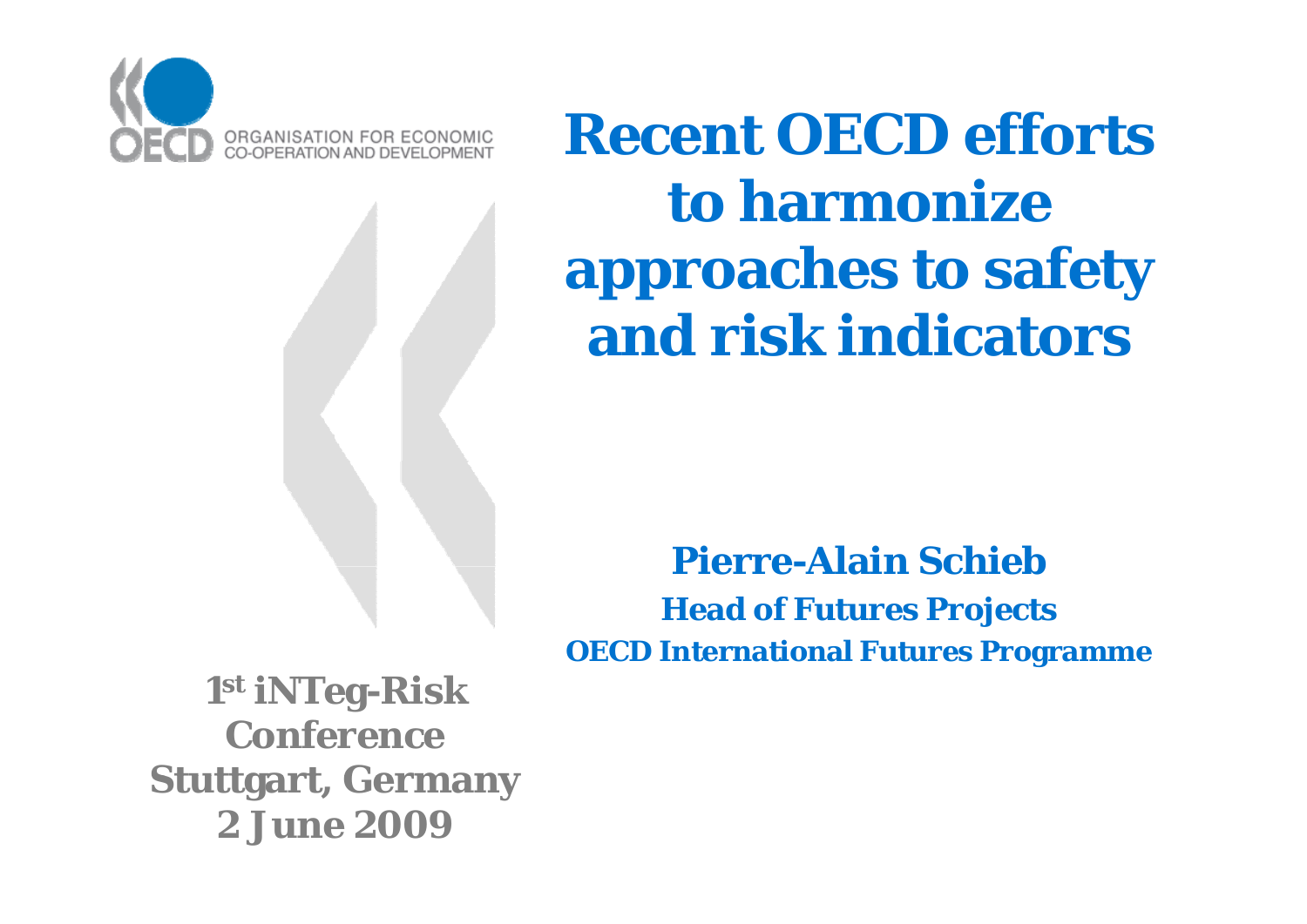ORGANISATION FOR ECONOMIC CO-OPERATION AND DEVELOPMENT

# Recent OECD efforts to harmonize approaches to safety and risk indicators

**Pierre-Alain Schieb**

**Head of Futures Projects**

**OECD International Futures Programme**

**1st iNTeg-Risk Conference**

**Stuttgart, Germany**

**2 June 2009**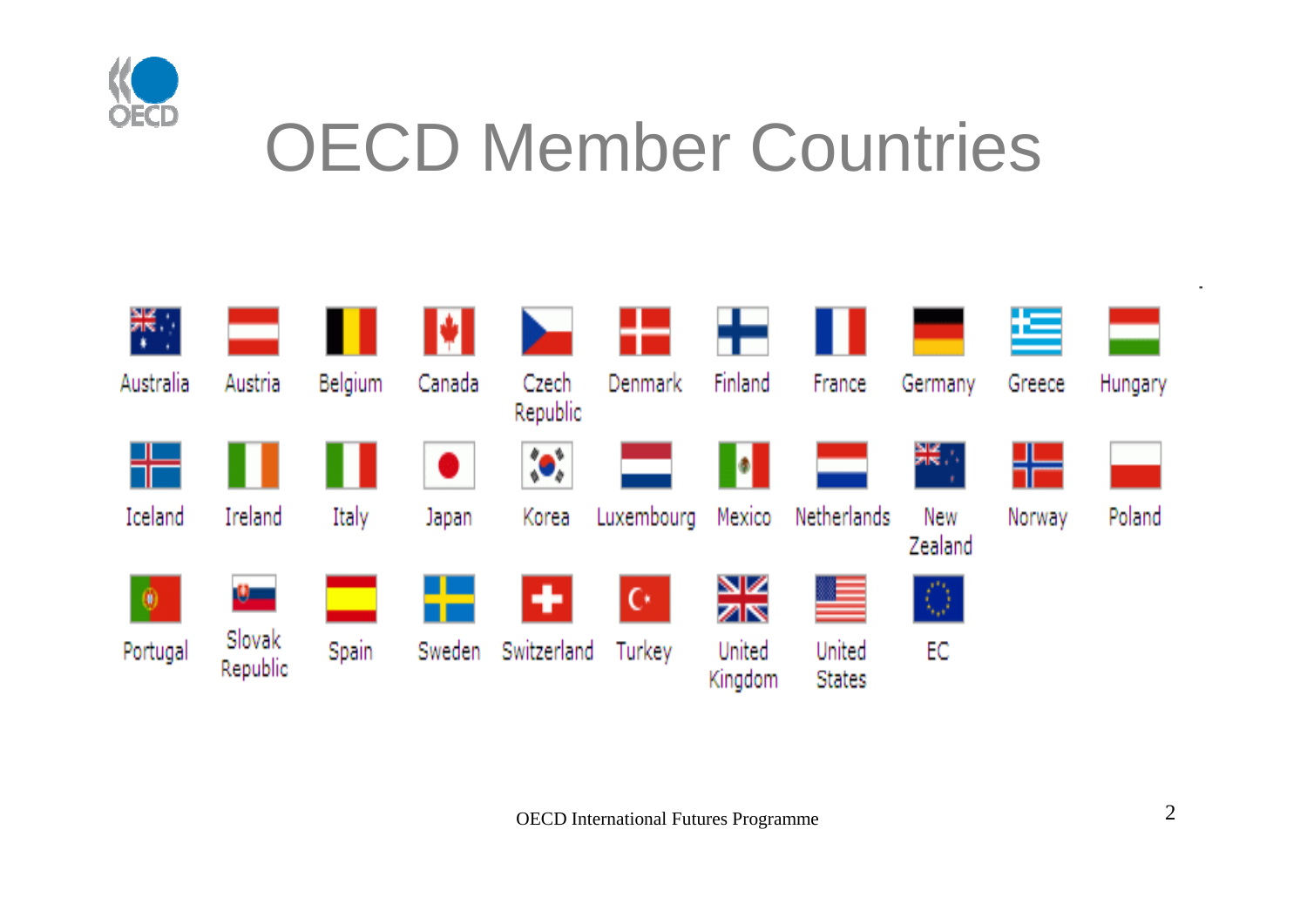# OECD Member Countries

Australia, Austria, Belgium, Canada, Czech Republic, Denmark, Finland, France, Germany, Greece, Hungary

Iceland, Ireland, Italy, Japan, Korea, Luxembourg, Mexico, Netherlands, New Zealand, Norway, Poland

Portugal, Slovak Republic, Spain, Sweden, Switzerland, Turkey, United Kingdom, United States, EC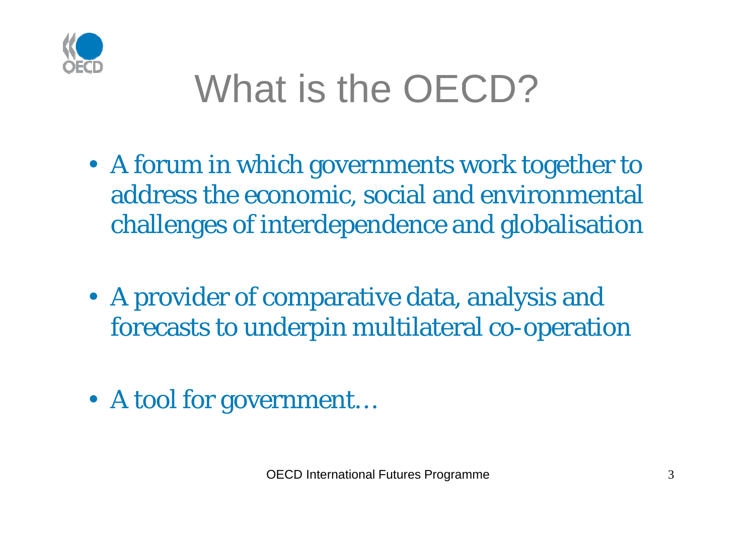# What is the OECD?

- A forum in which governments work together to address the economic, social and environmental challenges of interdependence and globalisation

- A provider of comparative data, analysis and forecasts to underpin multilateral co-operation

- A tool for government…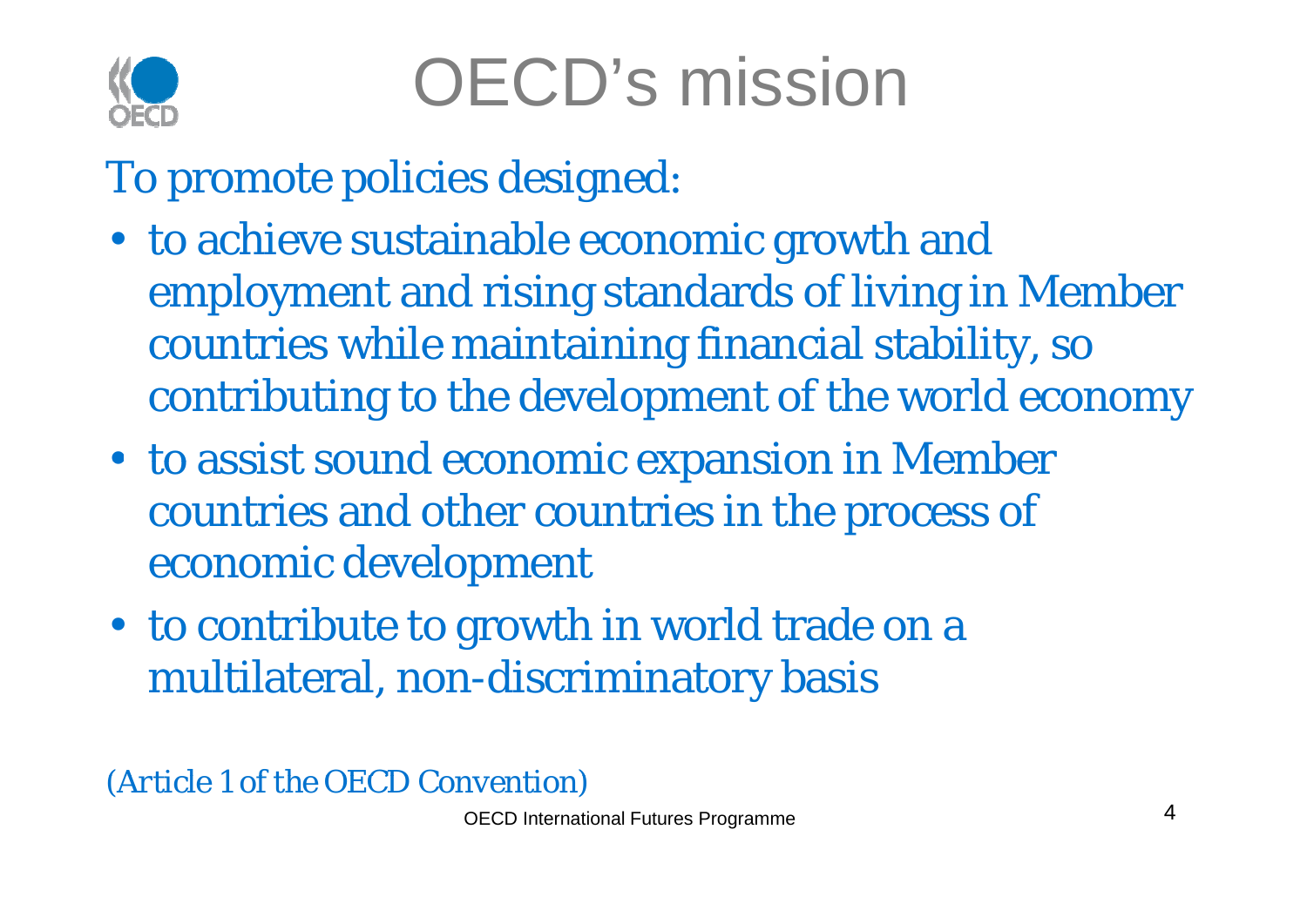# OECD's mission

To promote policies designed:

- to achieve sustainable economic growth and employment and rising standards of living in Member countries while maintaining financial stability, so contributing to the development of the world economy
- to assist sound economic expansion in Member countries and other countries in the process of economic development
- to contribute to growth in world trade on a multilateral, non-discriminatory basis

(Article 1 of the OECD Convention)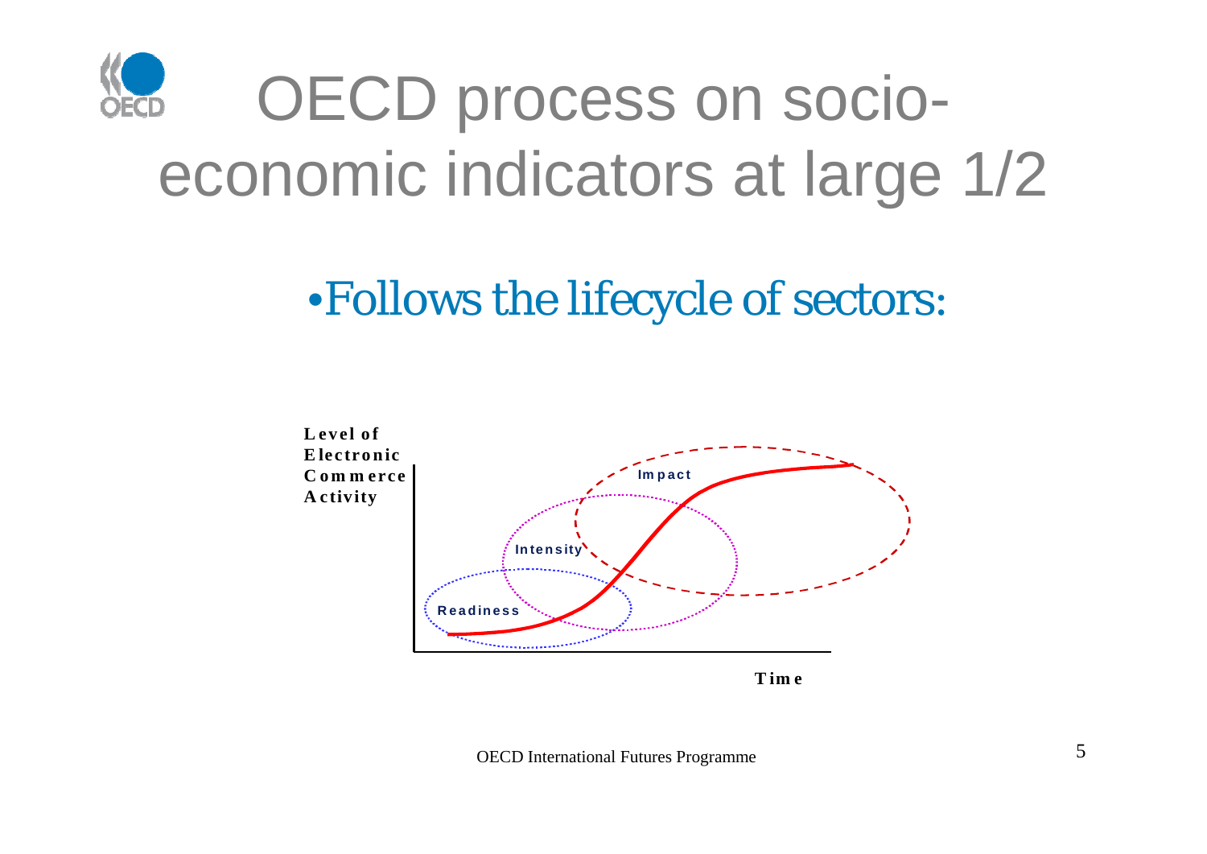# OECD process on socio-economic indicators at large 1/2

- Follows the lifecycle of sectors:

Level of Electronic Commerce Activity

Impact

Intensity

Readiness

Time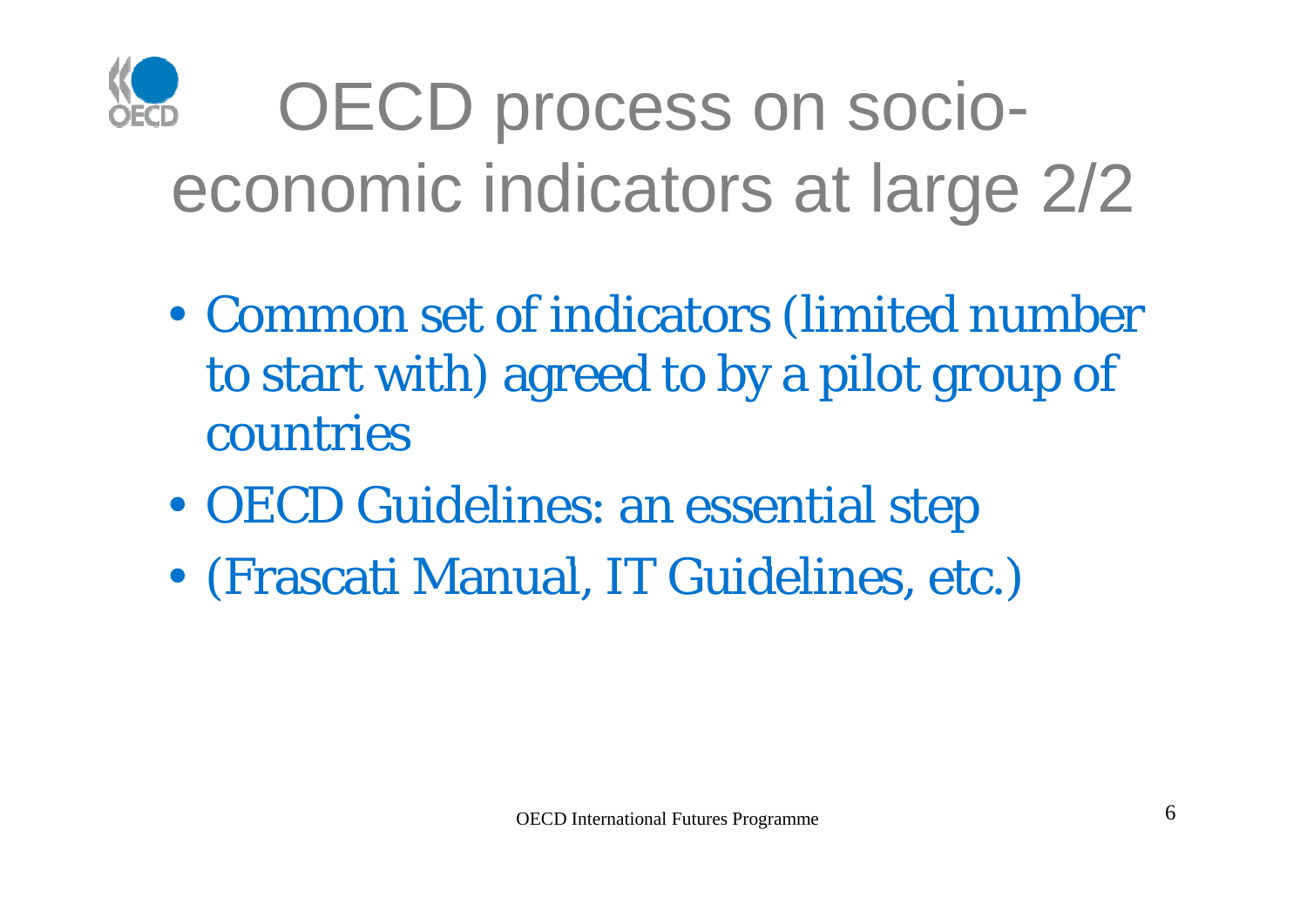# OECD process on socio-economic indicators at large 2/2

- Common set of indicators (limited number to start with) agreed to by a pilot group of countries
- OECD Guidelines: an essential step
- (Frascati Manual, IT Guidelines, etc.)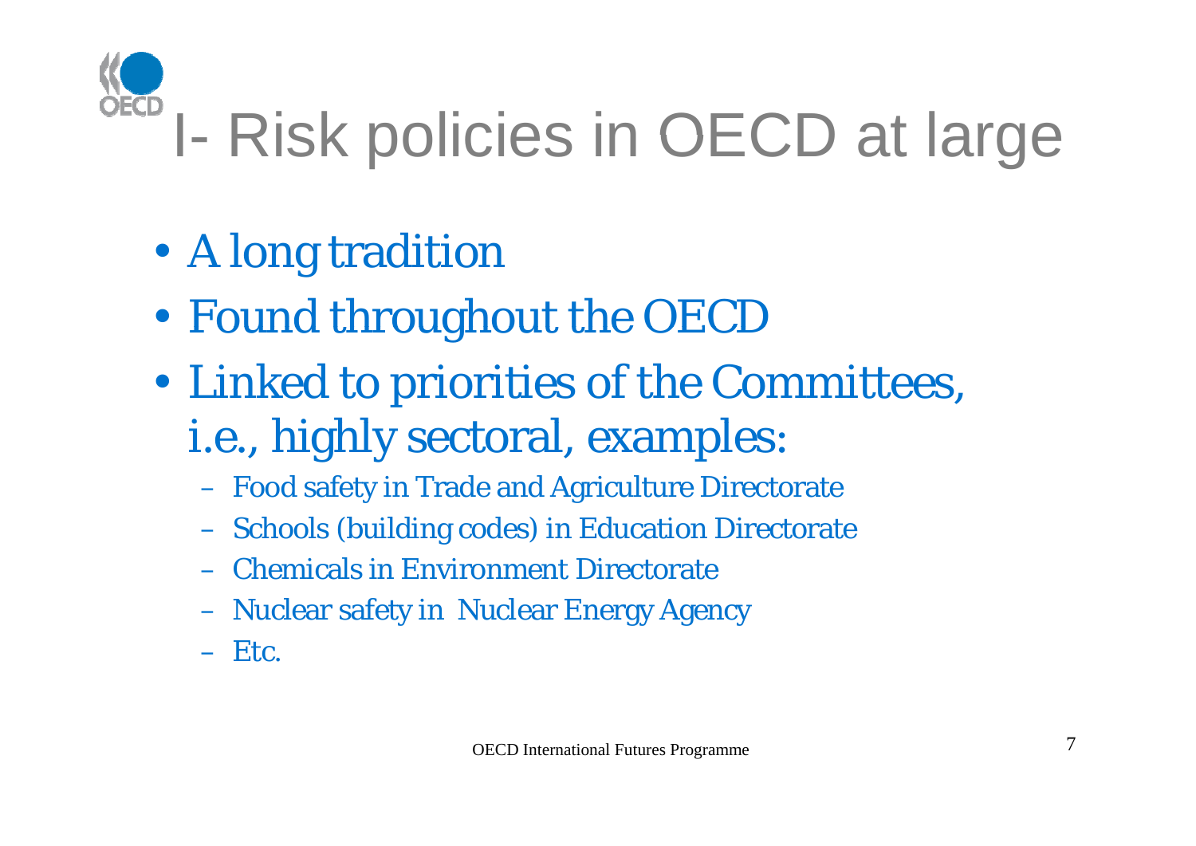# I- Risk policies in OECD at large

- A long tradition
- Found throughout the OECD
- Linked to priorities of the Committees, i.e., highly sectoral, examples:
  - Food safety in Trade and Agriculture Directorate
  - Schools (building codes) in Education Directorate
  - Chemicals in Environment Directorate
  - Nuclear safety in Nuclear Energy Agency
  - Etc.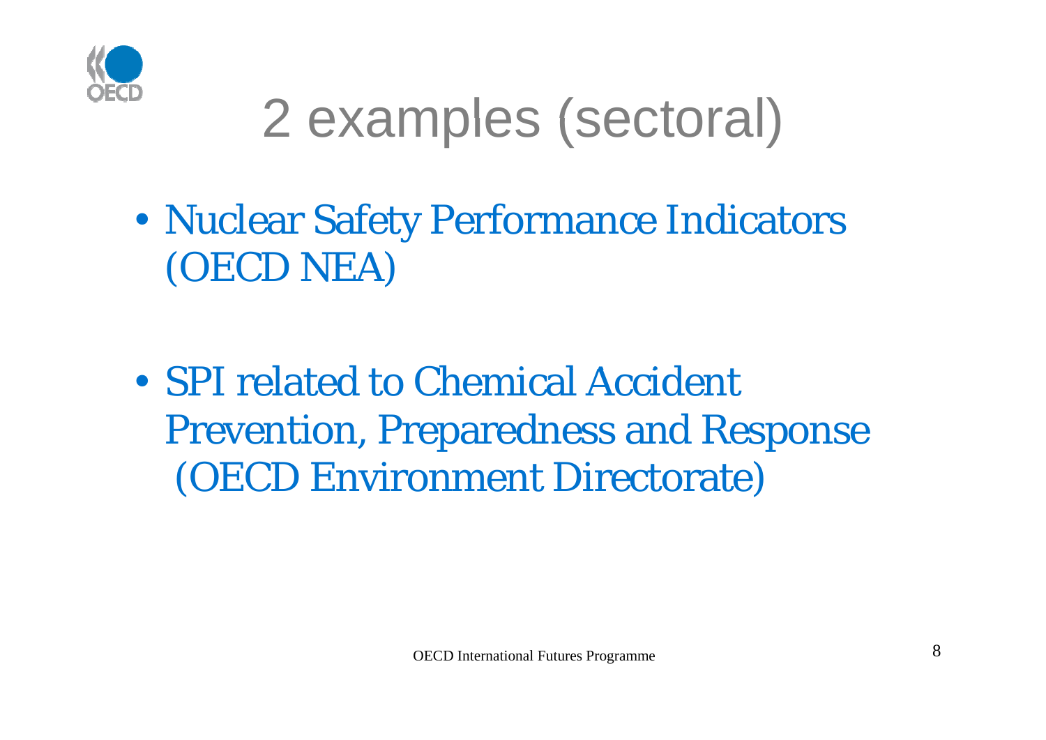# 2 examples (sectoral)

- Nuclear Safety Performance Indicators (OECD NEA)
- SPI related to Chemical Accident Prevention, Preparedness and Response (OECD Environment Directorate)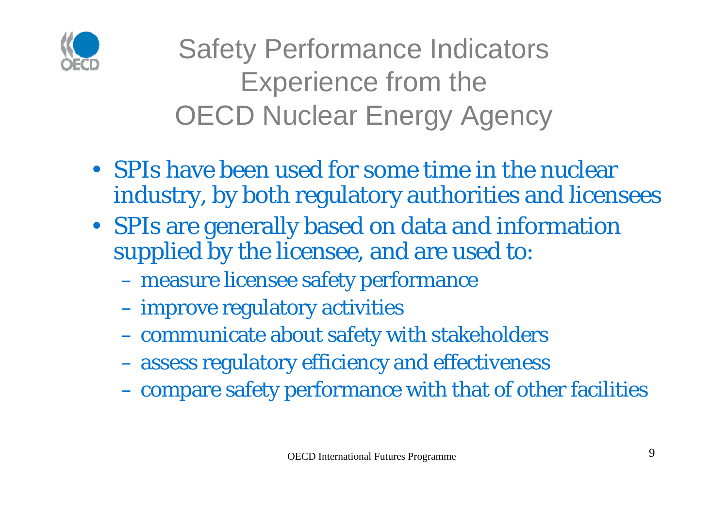# Safety Performance Indicators Experience from the OECD Nuclear Energy Agency

- SPIs have been used for some time in the nuclear industry, by both regulatory authorities and licensees
- SPIs are generally based on data and information supplied by the licensee, and are used to:
  - measure licensee safety performance
  - improve regulatory activities
  - communicate about safety with stakeholders
  - assess regulatory efficiency and effectiveness
  - compare safety performance with that of other facilities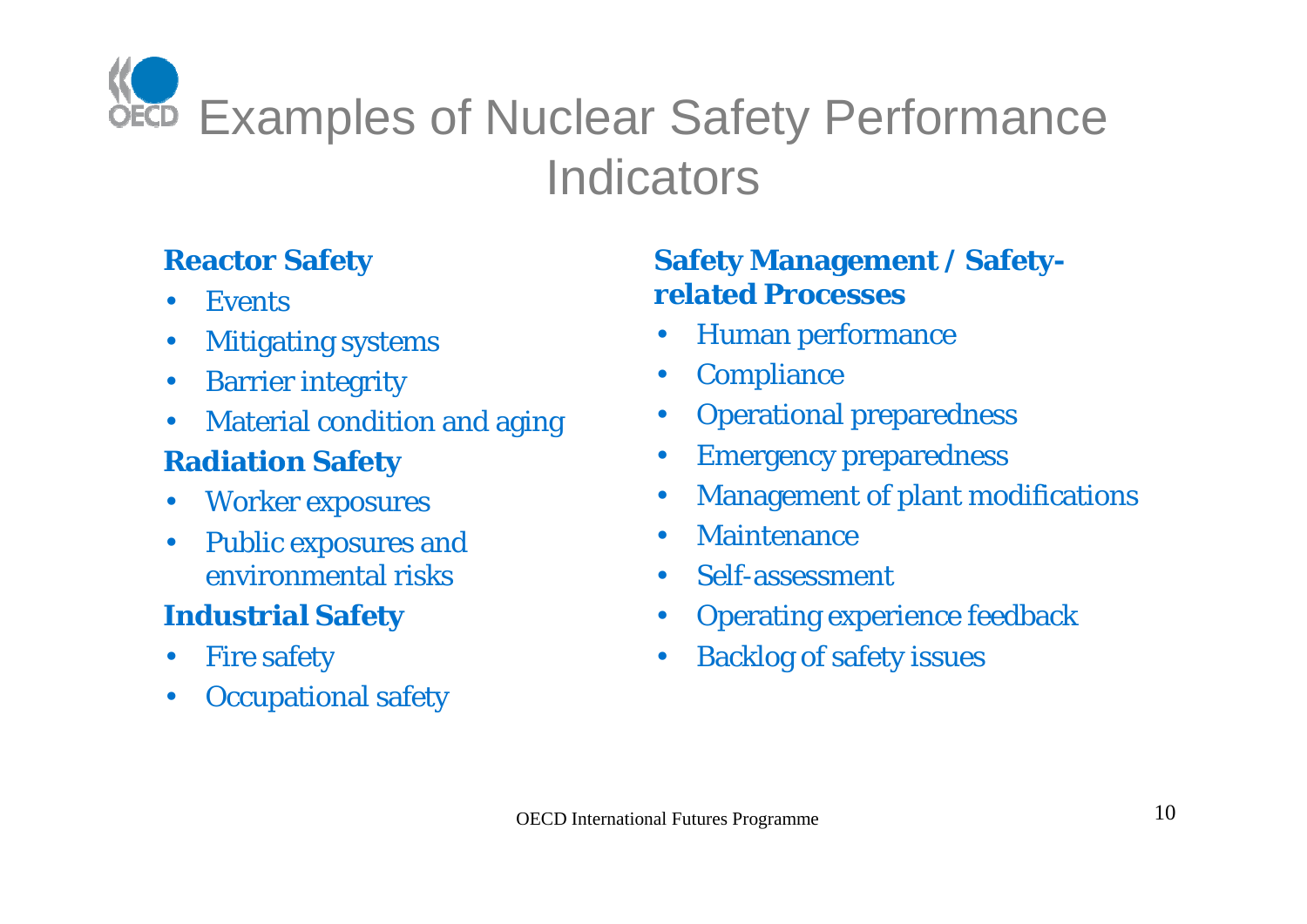# Examples of Nuclear Safety Performance Indicators

**Reactor Safety**

- Events
- Mitigating systems
- Barrier integrity
- Material condition and aging

**Radiation Safety**

- Worker exposures
- Public exposures and environmental risks

**Industrial Safety**

- Fire safety
- Occupational safety

**Safety Management / Safety-related Processes**

- Human performance
- Compliance
- Operational preparedness
- Emergency preparedness
- Management of plant modifications
- Maintenance
- Self-assessment
- Operating experience feedback
- Backlog of safety issues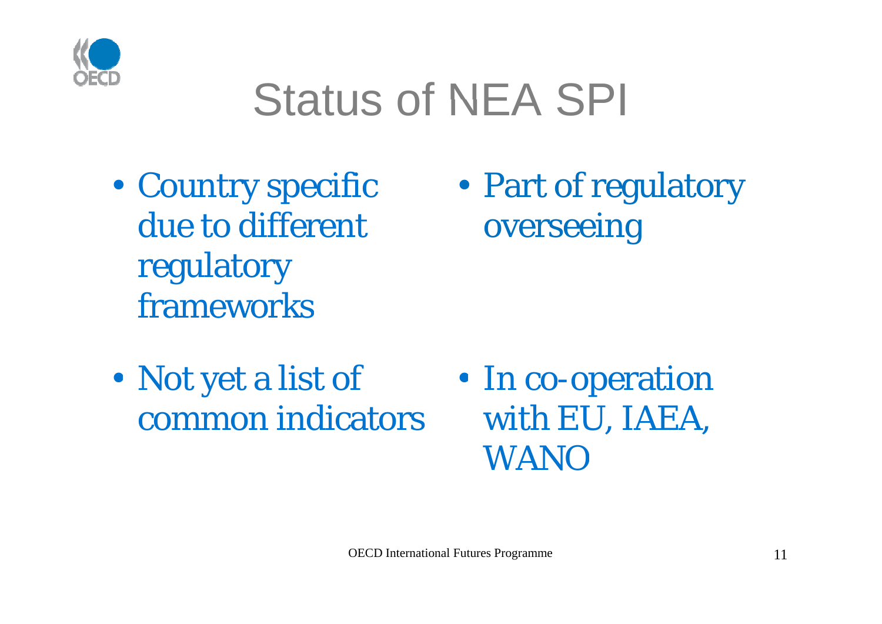# Status of NEA SPI

- Country specific due to different regulatory frameworks
- Part of regulatory overseeing
- Not yet a list of common indicators
- In co-operation with EU, IAEA, WANO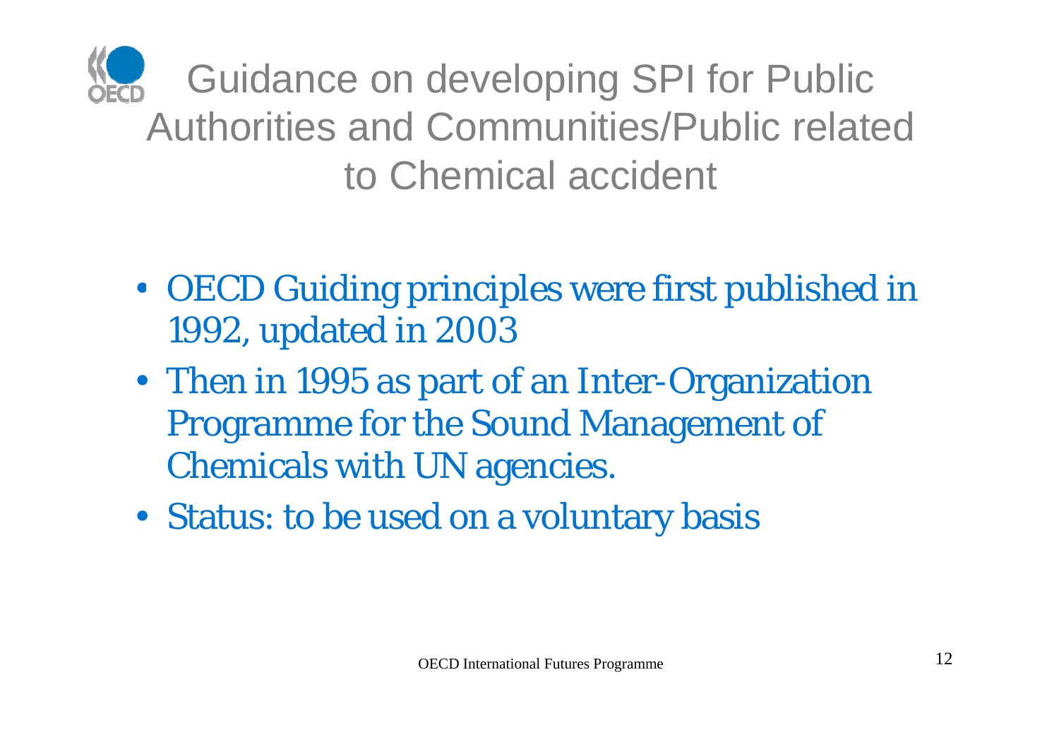# Guidance on developing SPI for Public Authorities and Communities/Public related to Chemical accident

- OECD Guiding principles were first published in 1992, updated in 2003
- Then in 1995 as part of an Inter-Organization Programme for the Sound Management of Chemicals with UN agencies.
- Status: to be used on a voluntary basis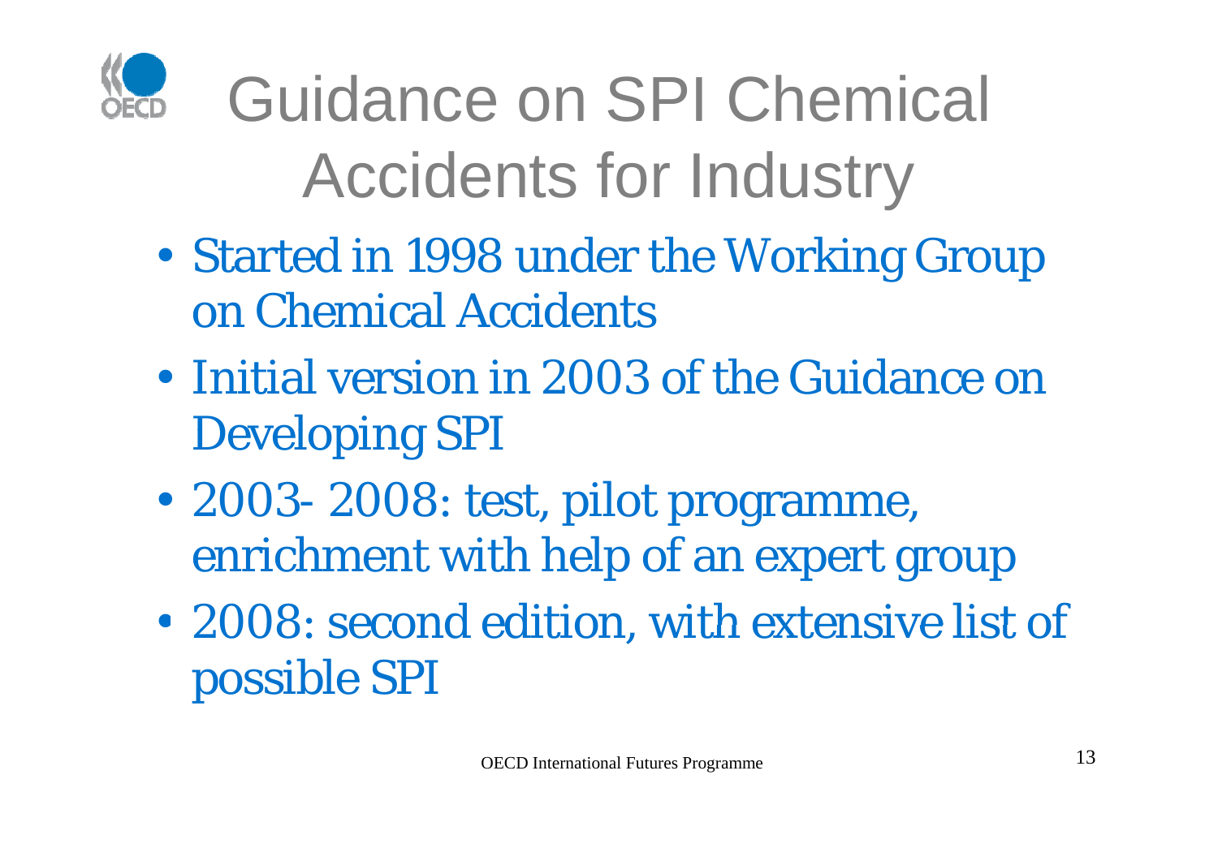# Guidance on SPI Chemical Accidents for Industry

- Started in 1998 under the Working Group on Chemical Accidents
- Initial version in 2003 of the Guidance on Developing SPI
- 2003- 2008: test, pilot programme, enrichment with help of an expert group
- 2008: second edition, with extensive list of possible SPI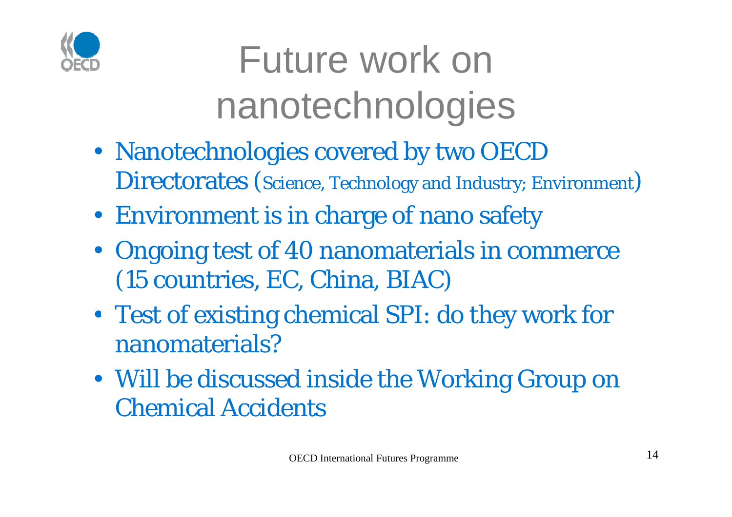# Future work on nanotechnologies

- Nanotechnologies covered by two OECD Directorates (Science, Technology and Industry; Environment)
- Environment is in charge of nano safety
- Ongoing test of 40 nanomaterials in commerce (15 countries, EC, China, BIAC)
- Test of existing chemical SPI: do they work for nanomaterials?
- Will be discussed inside the Working Group on Chemical Accidents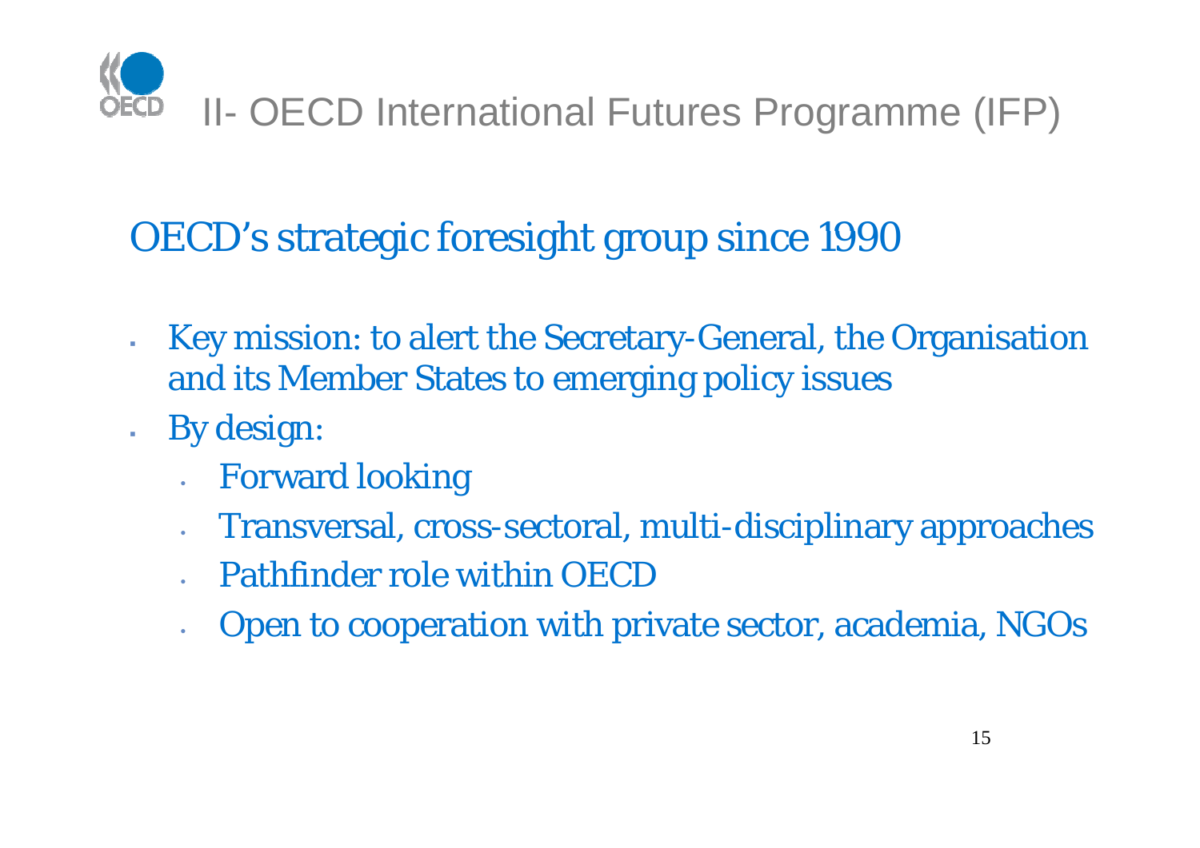# II- OECD International Futures Programme (IFP)

## OECD's strategic foresight group since 1990

- Key mission: to alert the Secretary-General, the Organisation and its Member States to emerging policy issues
- By design:
  - Forward looking
  - Transversal, cross-sectoral, multi-disciplinary approaches
  - Pathfinder role within OECD
  - Open to cooperation with private sector, academia, NGOs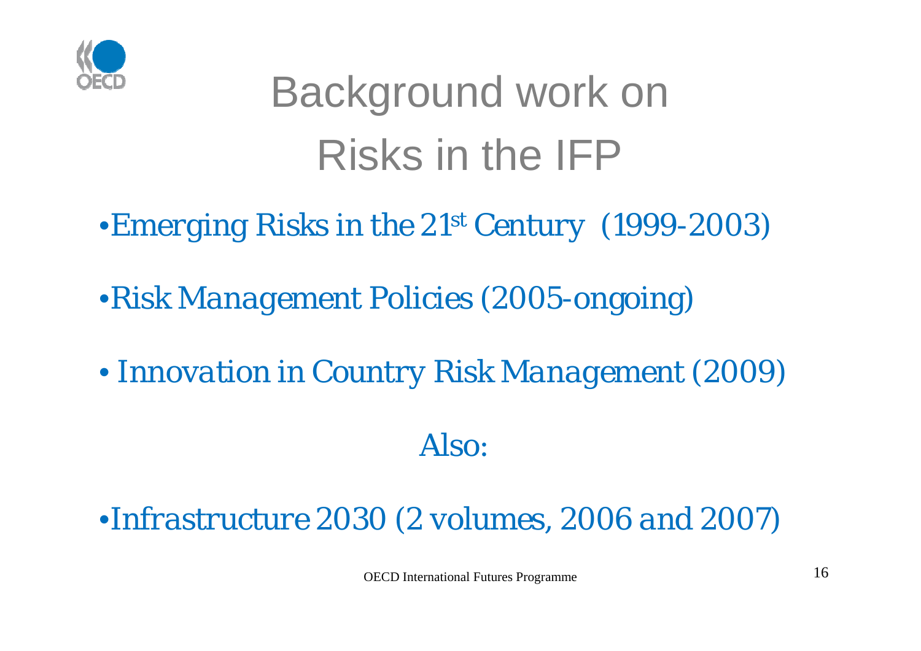# Background work on Risks in the IFP

- *Emerging Risks in the 21st Century (1999-2003)*
- *Risk Management Policies (2005-ongoing)*
- *Innovation in Country Risk Management (2009)*

*Also:*

- *Infrastructure 2030 (2 volumes, 2006 and 2007)*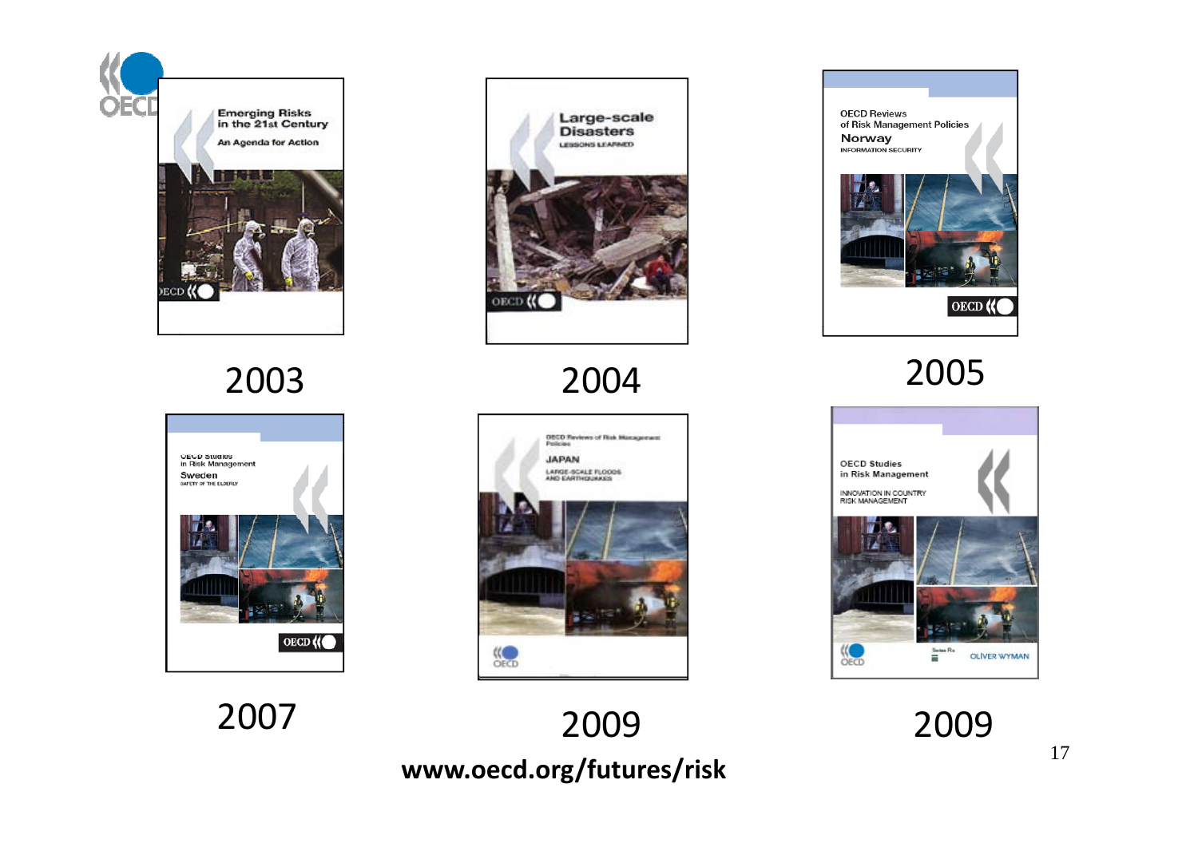Emerging Risks in the 21st Century
An Agenda for Action

2003

Large-scale Disasters
LESSONS LEARNED

2004

OECD Reviews of Risk Management Policies
Norway
INFORMATION SECURITY

2005

OECD Studies in Risk Management
Sweden
SAFETY OF THE ELDERLY

2007

OECD Reviews of Risk Management Policies
JAPAN
LARGE-SCALE FLOODS AND EARTHQUAKES

2009

OECD Studies in Risk Management
INNOVATION IN COUNTRY RISK MANAGEMENT

2009

**www.oecd.org/futures/risk**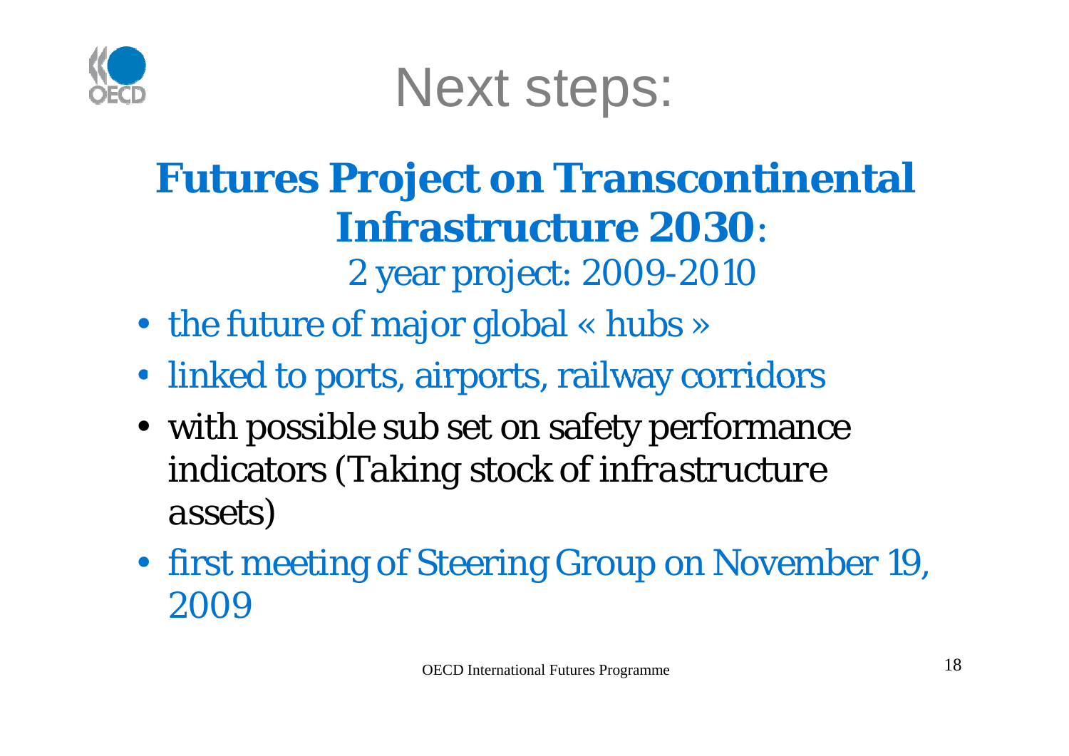# Next steps:

## **Futures Project on Transcontinental Infrastructure 2030**:

2 year project: 2009-2010

- the future of major global « hubs »
- linked to ports, airports, railway corridors
- with possible sub set on safety performance indicators (*Taking stock of infrastructure assets*)
- first meeting of Steering Group on November 19, 2009

OECD International Futures Programme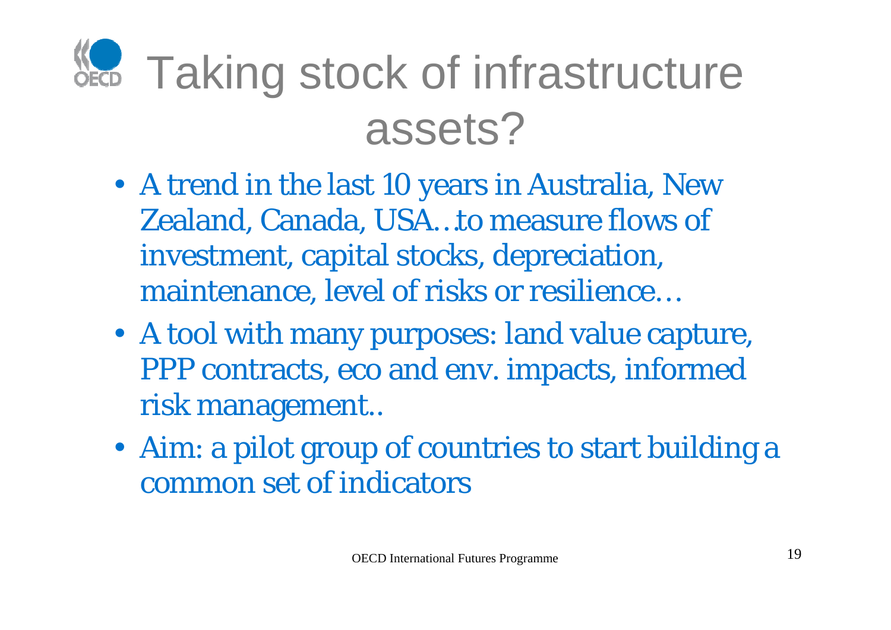# Taking stock of infrastructure assets?

- A trend in the last 10 years in Australia, New Zealand, Canada, USA…to measure flows of investment, capital stocks, depreciation, maintenance, level of risks or resilience…
- A tool with many purposes: land value capture, PPP contracts, eco and env. impacts, informed risk management..
- Aim: a pilot group of countries to start building a common set of indicators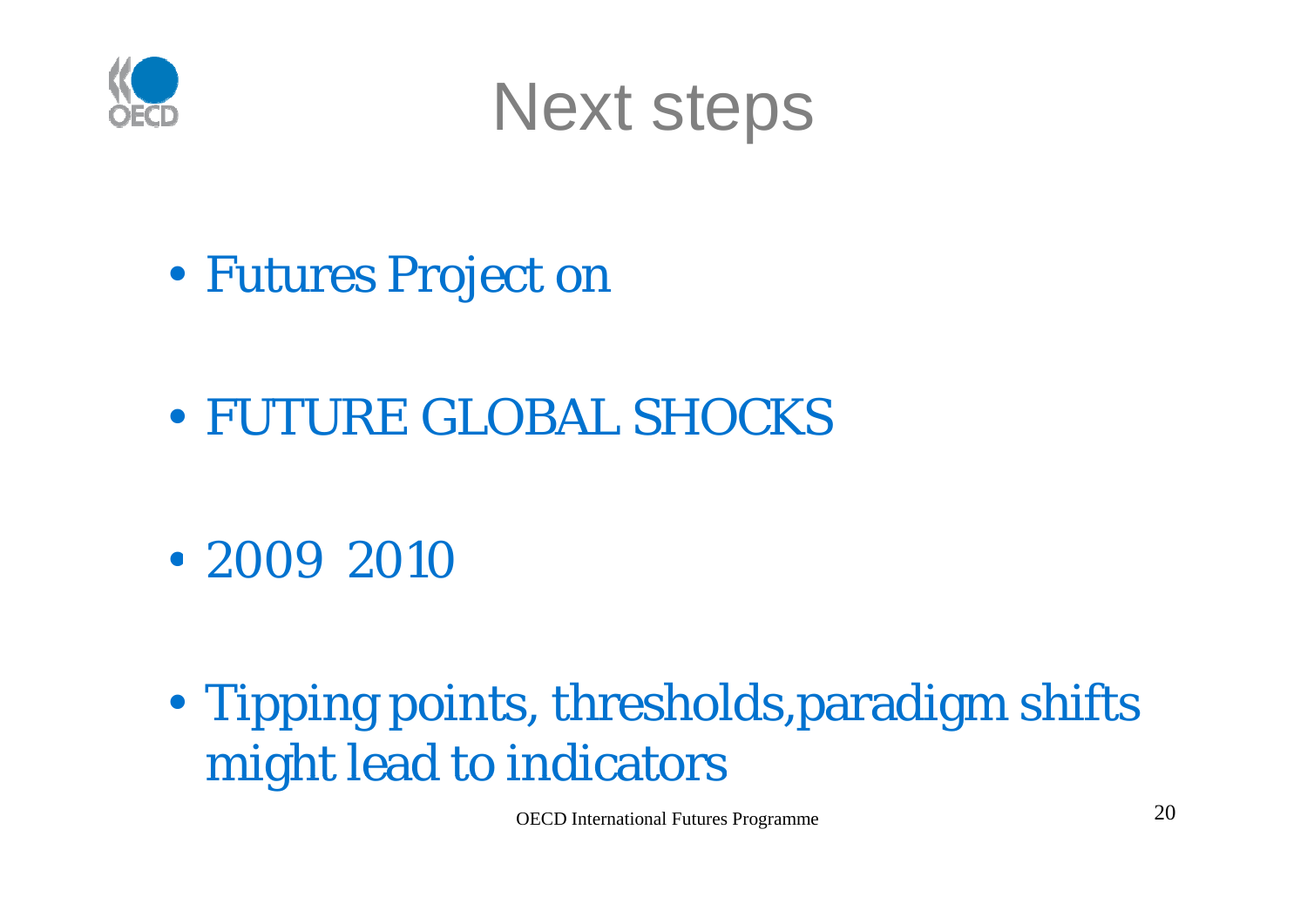# Next steps

- Futures Project on
- FUTURE GLOBAL SHOCKS
- 2009 2010
- Tipping points, thresholds,paradigm shifts might lead to indicators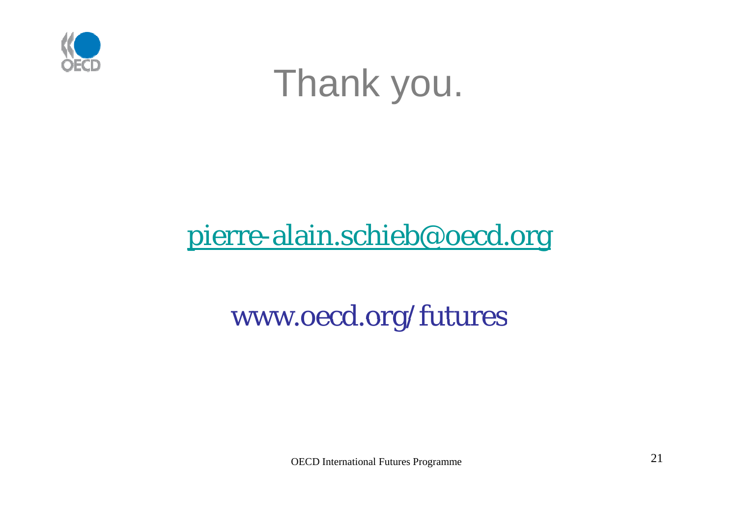# Thank you.

pierre-alain.schieb@oecd.org

www.oecd.org/futures